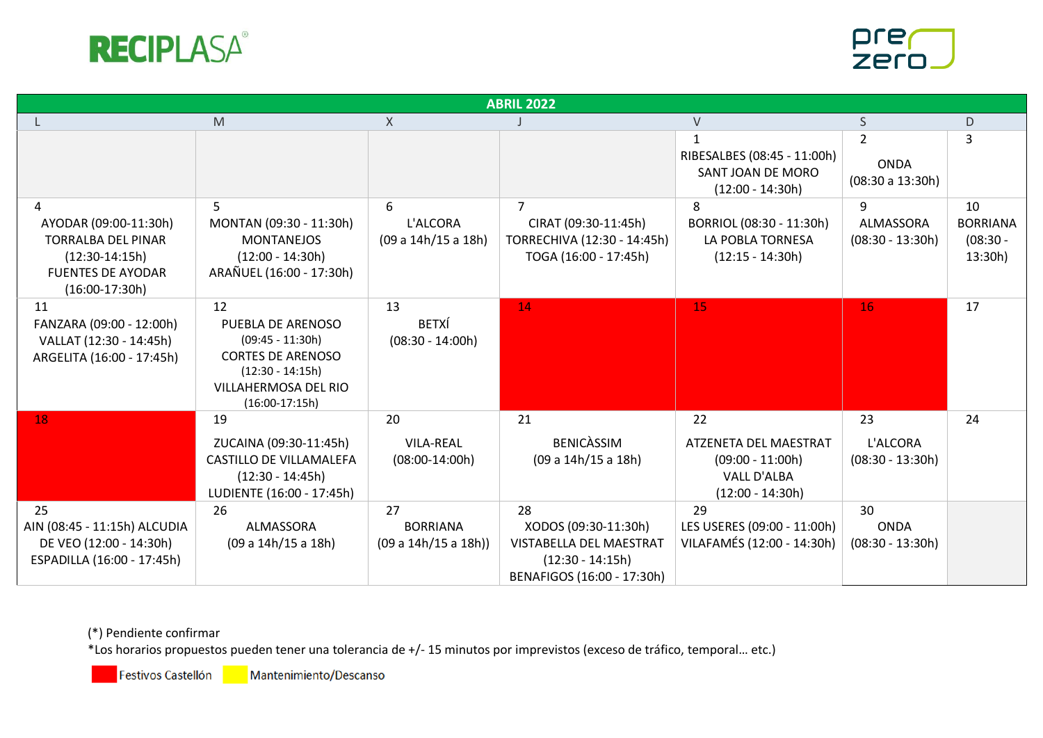RECIPLASA®

prezero

| ABRIL 2022 | | | | | | |
|---|---|---|---|---|---|---|
| L | M | X | J | V | S | D |
| | | | | 1 RIBESALBES (08:45 - 11:00h) SANT JOAN DE MORO (12:00 - 14:30h) | 2 ONDA (08:30 a 13:30h) | 3 |
| 4 AYODAR (09:00-11:30h) TORRALBA DEL PINAR (12:30-14:15h) FUENTES DE AYODAR (16:00-17:30h) | 5 MONTAN (09:30 - 11:30h) MONTANEJOS (12:00 - 14:30h) ARAÑUEL (16:00 - 17:30h) | 6 L'ALCORA (09 a 14h/15 a 18h) | 7 CIRAT (09:30-11:45h) TORRECHIVA (12:30 - 14:45h) TOGA (16:00 - 17:45h) | 8 BORRIOL (08:30 - 11:30h) LA POBLA TORNESA (12:15 - 14:30h) | 9 ALMASSORA (08:30 - 13:30h) | 10 BORRIANA (08:30 - 13:30h) |
| 11 FANZARA (09:00 - 12:00h) VALLAT (12:30 - 14:45h) ARGELITA (16:00 - 17:45h) | 12 PUEBLA DE ARENOSO (09:45 - 11:30h) CORTES DE ARENOSO (12:30 - 14:15h) VILLAHERMOSA DEL RIO (16:00-17:15h) | 13 BETXÍ (08:30 - 14:00h) | 14 | 15 | 16 | 17 |
| 18 | 19 ZUCAINA (09:30-11:45h) CASTILLO DE VILLAMALEFA (12:30 - 14:45h) LUDIENTE (16:00 - 17:45h) | 20 VILA-REAL (08:00-14:00h) | 21 BENICÀSSIM (09 a 14h/15 a 18h) | 22 ATZENETA DEL MAESTRAT (09:00 - 11:00h) VALL D'ALBA (12:00 - 14:30h) | 23 L'ALCORA (08:30 - 13:30h) | 24 |
| 25 AIN (08:45 - 11:15h) ALCUDIA DE VEO (12:00 - 14:30h) ESPADILLA (16:00 - 17:45h) | 26 ALMASSORA (09 a 14h/15 a 18h) | 27 BORRIANA (09 a 14h/15 a 18h)) | 28 XODOS (09:30-11:30h) VISTABELLA DEL MAESTRAT (12:30 - 14:15h) BENAFIGOS (16:00 - 17:30h) | 29 LES USERES (09:00 - 11:00h) VILAFAMÉS (12:00 - 14:30h) | 30 ONDA (08:30 - 13:30h) | |

(*) Pendiente confirmar

*Los horarios propuestos pueden tener una tolerancia de +/- 15 minutos por imprevistos (exceso de tráfico, temporal… etc.)

Festivos Castellón (días 14, 15, 16 y 18) — Mantenimiento/Descanso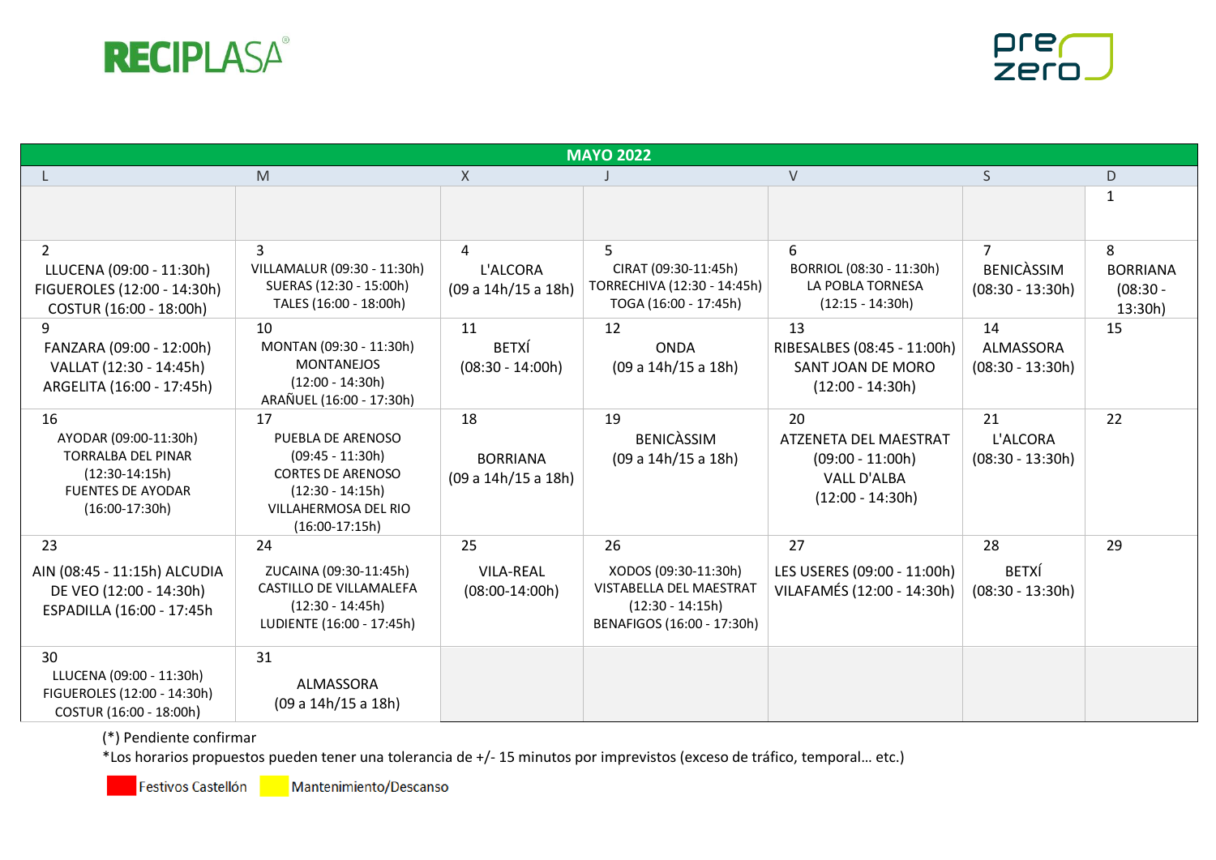RECIPLASA® | prezero

| MAYO 2022 | | | | | | |
|---|---|---|---|---|---|---|
| L | M | X | J | V | S | D |
| | | | | | | 1 |
| 2<br>LLUCENA (09:00 - 11:30h)<br>FIGUEROLES (12:00 - 14:30h)<br>COSTUR (16:00 - 18:00h) | 3<br>VILLAMALUR (09:30 - 11:30h)<br>SUERAS (12:30 - 15:00h)<br>TALES (16:00 - 18:00h) | 4<br>L'ALCORA<br>(09 a 14h/15 a 18h) | 5<br>CIRAT (09:30-11:45h)<br>TORRECHIVA (12:30 - 14:45h)<br>TOGA (16:00 - 17:45h) | 6<br>BORRIOL (08:30 - 11:30h)<br>LA POBLA TORNESA<br>(12:15 - 14:30h) | 7<br>BENICÀSSIM<br>(08:30 - 13:30h) | 8<br>BORRIANA<br>(08:30 - 13:30h) |
| 9<br>FANZARA (09:00 - 12:00h)<br>VALLAT (12:30 - 14:45h)<br>ARGELITA (16:00 - 17:45h) | 10<br>MONTAN (09:30 - 11:30h)<br>MONTANEJOS<br>(12:00 - 14:30h)<br>ARAÑUEL (16:00 - 17:30h) | 11<br>BETXÍ<br>(08:30 - 14:00h) | 12<br>ONDA<br>(09 a 14h/15 a 18h) | 13<br>RIBESALBES (08:45 - 11:00h)<br>SANT JOAN DE MORO<br>(12:00 - 14:30h) | 14<br>ALMASSORA<br>(08:30 - 13:30h) | 15 |
| 16<br>AYODAR (09:00-11:30h)<br>TORRALBA DEL PINAR<br>(12:30-14:15h)<br>FUENTES DE AYODAR<br>(16:00-17:30h) | 17<br>PUEBLA DE ARENOSO<br>(09:45 - 11:30h)<br>CORTES DE ARENOSO<br>(12:30 - 14:15h)<br>VILLAHERMOSA DEL RIO<br>(16:00-17:15h) | 18<br>BORRIANA<br>(09 a 14h/15 a 18h) | 19<br>BENICÀSSIM<br>(09 a 14h/15 a 18h) | 20<br>ATZENETA DEL MAESTRAT<br>(09:00 - 11:00h)<br>VALL D'ALBA<br>(12:00 - 14:30h) | 21<br>L'ALCORA<br>(08:30 - 13:30h) | 22 |
| 23<br>AIN (08:45 - 11:15h) ALCUDIA DE VEO (12:00 - 14:30h)<br>ESPADILLA (16:00 - 17:45h | 24<br>ZUCAINA (09:30-11:45h)<br>CASTILLO DE VILLAMALEFA<br>(12:30 - 14:45h)<br>LUDIENTE (16:00 - 17:45h) | 25<br>VILA-REAL<br>(08:00-14:00h) | 26<br>XODOS (09:30-11:30h)<br>VISTABELLA DEL MAESTRAT<br>(12:30 - 14:15h)<br>BENAFIGOS (16:00 - 17:30h) | 27<br>LES USERES (09:00 - 11:00h)<br>VILAFAMÉS (12:00 - 14:30h) | 28<br>BETXÍ<br>(08:30 - 13:30h) | 29 |
| 30<br>LLUCENA (09:00 - 11:30h)<br>FIGUEROLES (12:00 - 14:30h)<br>COSTUR (16:00 - 18:00h) | 31<br>ALMASSORA<br>(09 a 14h/15 a 18h) | | | | | |

(*) Pendiente confirmar

*Los horarios propuestos pueden tener una tolerancia de +/- 15 minutos por imprevistos (exceso de tráfico, temporal… etc.)

Festivos Castellón | Mantenimiento/Descanso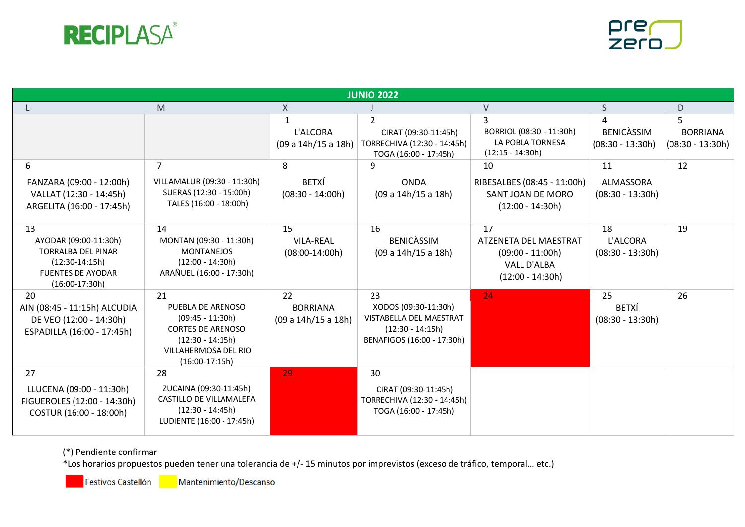RECIPLASA®

prezero

| JUNIO 2022 | | | | | | |
|---|---|---|---|---|---|---|
| L | M | X | J | V | S | D |
| | | 1<br>L'ALCORA<br>(09 a 14h/15 a 18h) | 2<br>CIRAT (09:30-11:45h)<br>TORRECHIVA (12:30 - 14:45h)<br>TOGA (16:00 - 17:45h) | 3<br>BORRIOL (08:30 - 11:30h)<br>LA POBLA TORNESA<br>(12:15 - 14:30h) | 4<br>BENICÀSSIM<br>(08:30 - 13:30h) | 5<br>BORRIANA<br>(08:30 - 13:30h) |
| 6<br>FANZARA (09:00 - 12:00h)<br>VALLAT (12:30 - 14:45h)<br>ARGELITA (16:00 - 17:45h) | 7<br>VILLAMALUR (09:30 - 11:30h)<br>SUERAS (12:30 - 15:00h)<br>TALES (16:00 - 18:00h) | 8<br>BETXÍ<br>(08:30 - 14:00h) | 9<br>ONDA<br>(09 a 14h/15 a 18h) | 10<br>RIBESALBES (08:45 - 11:00h)<br>SANT JOAN DE MORO<br>(12:00 - 14:30h) | 11<br>ALMASSORA<br>(08:30 - 13:30h) | 12 |
| 13<br>AYODAR (09:00-11:30h)<br>TORRALBA DEL PINAR<br>(12:30-14:15h)<br>FUENTES DE AYODAR<br>(16:00-17:30h) | 14<br>MONTAN (09:30 - 11:30h)<br>MONTANEJOS<br>(12:00 - 14:30h)<br>ARAÑUEL (16:00 - 17:30h) | 15<br>VILA-REAL<br>(08:00-14:00h) | 16<br>BENICÀSSIM<br>(09 a 14h/15 a 18h) | 17<br>ATZENETA DEL MAESTRAT<br>(09:00 - 11:00h)<br>VALL D'ALBA<br>(12:00 - 14:30h) | 18<br>L'ALCORA<br>(08:30 - 13:30h) | 19 |
| 20<br>AIN (08:45 - 11:15h) ALCUDIA DE VEO (12:00 - 14:30h)<br>ESPADILLA (16:00 - 17:45h) | 21<br>PUEBLA DE ARENOSO<br>(09:45 - 11:30h)<br>CORTES DE ARENOSO<br>(12:30 - 14:15h)<br>VILLAHERMOSA DEL RIO<br>(16:00-17:15h) | 22<br>BORRIANA<br>(09 a 14h/15 a 18h) | 23<br>XODOS (09:30-11:30h)<br>VISTABELLA DEL MAESTRAT<br>(12:30 - 14:15h)<br>BENAFIGOS (16:00 - 17:30h) | 24 | 25<br>BETXÍ<br>(08:30 - 13:30h) | 26 |
| 27<br>LLUCENA (09:00 - 11:30h)<br>FIGUEROLES (12:00 - 14:30h)<br>COSTUR (16:00 - 18:00h) | 28<br>ZUCAINA (09:30-11:45h)<br>CASTILLO DE VILLAMALEFA<br>(12:30 - 14:45h)<br>LUDIENTE (16:00 - 17:45h) | 29 | 30<br>CIRAT (09:30-11:45h)<br>TORRECHIVA (12:30 - 14:45h)<br>TOGA (16:00 - 17:45h) | | | |

(*) Pendiente confirmar

*Los horarios propuestos pueden tener una tolerancia de +/- 15 minutos por imprevistos (exceso de tráfico, temporal… etc.)

Festivos Castellón (días 24 y 29) &nbsp;&nbsp; Mantenimiento/Descanso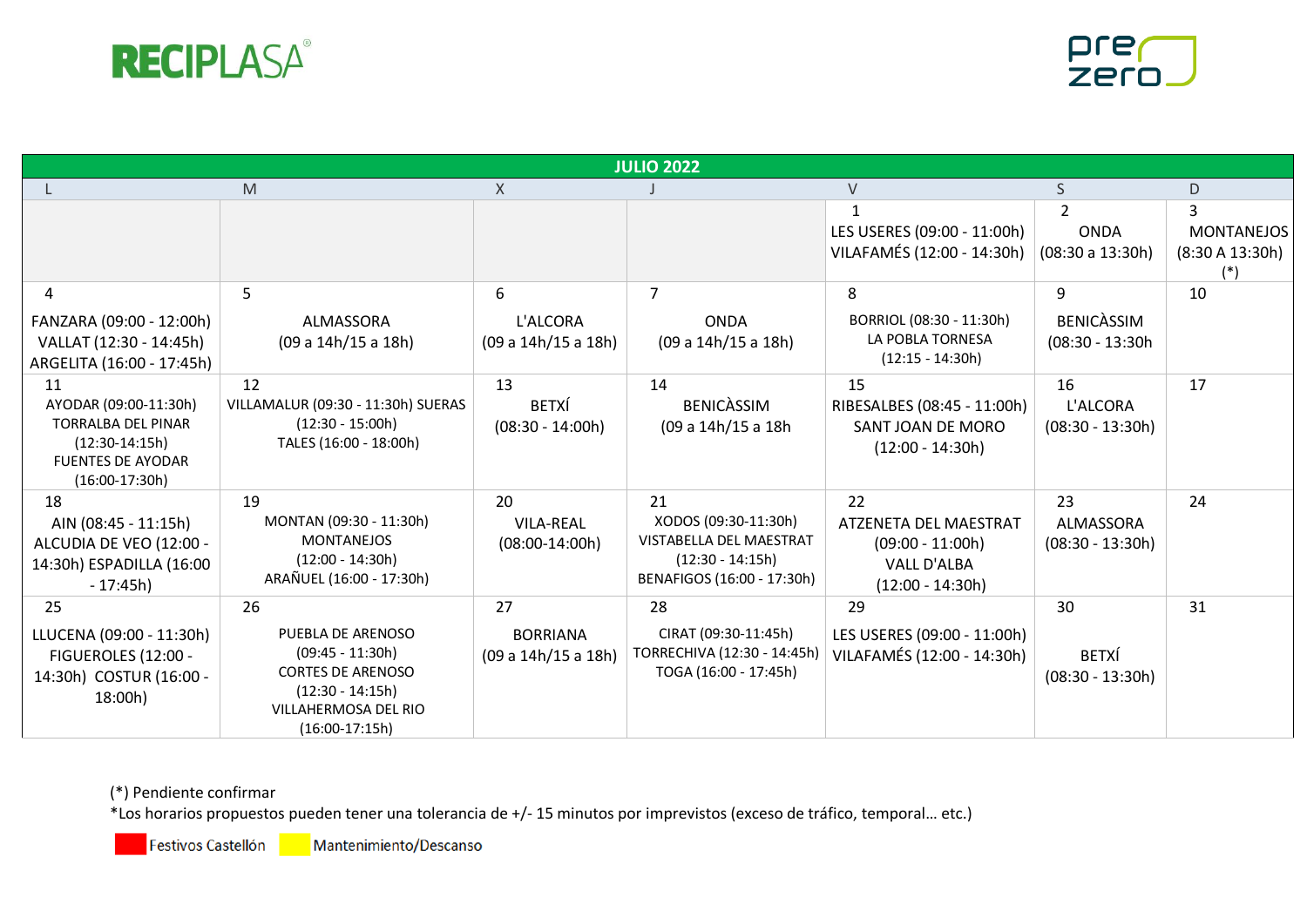RECIPLASA® | prezero

| JULIO 2022 | | | | | | |
|---|---|---|---|---|---|---|
| L | M | X | J | V | S | D |
| | | | | 1<br>LES USERES (09:00 - 11:00h)<br>VILAFAMÉS (12:00 - 14:30h) | 2<br>ONDA<br>(08:30 a 13:30h) | 3<br>MONTANEJOS<br>(8:30 A 13:30h)<br>(*) |
| 4<br>FANZARA (09:00 - 12:00h)<br>VALLAT (12:30 - 14:45h)<br>ARGELITA (16:00 - 17:45h) | 5<br>ALMASSORA<br>(09 a 14h/15 a 18h) | 6<br>L'ALCORA<br>(09 a 14h/15 a 18h) | 7<br>ONDA<br>(09 a 14h/15 a 18h) | 8<br>BORRIOL (08:30 - 11:30h)<br>LA POBLA TORNESA<br>(12:15 - 14:30h) | 9<br>BENICÀSSIM<br>(08:30 - 13:30h | 10 |
| 11<br>AYODAR (09:00-11:30h)<br>TORRALBA DEL PINAR<br>(12:30-14:15h)<br>FUENTES DE AYODAR<br>(16:00-17:30h) | 12<br>VILLAMALUR (09:30 - 11:30h) SUERAS<br>(12:30 - 15:00h)<br>TALES (16:00 - 18:00h) | 13<br>BETXÍ<br>(08:30 - 14:00h) | 14<br>BENICÀSSIM<br>(09 a 14h/15 a 18h | 15<br>RIBESALBES (08:45 - 11:00h)<br>SANT JOAN DE MORO<br>(12:00 - 14:30h) | 16<br>L'ALCORA<br>(08:30 - 13:30h) | 17 |
| 18<br>AIN (08:45 - 11:15h)<br>ALCUDIA DE VEO (12:00 - 14:30h) ESPADILLA (16:00 - 17:45h) | 19<br>MONTAN (09:30 - 11:30h)<br>MONTANEJOS<br>(12:00 - 14:30h)<br>ARAÑUEL (16:00 - 17:30h) | 20<br>VILA-REAL<br>(08:00-14:00h) | 21<br>XODOS (09:30-11:30h)<br>VISTABELLA DEL MAESTRAT<br>(12:30 - 14:15h)<br>BENAFIGOS (16:00 - 17:30h) | 22<br>ATZENETA DEL MAESTRAT<br>(09:00 - 11:00h)<br>VALL D'ALBA<br>(12:00 - 14:30h) | 23<br>ALMASSORA<br>(08:30 - 13:30h) | 24 |
| 25<br>LLUCENA (09:00 - 11:30h)<br>FIGUEROLES (12:00 - 14:30h) COSTUR (16:00 - 18:00h) | 26<br>PUEBLA DE ARENOSO<br>(09:45 - 11:30h)<br>CORTES DE ARENOSO<br>(12:30 - 14:15h)<br>VILLAHERMOSA DEL RIO<br>(16:00-17:15h) | 27<br>BORRIANA<br>(09 a 14h/15 a 18h) | 28<br>CIRAT (09:30-11:45h)<br>TORRECHIVA (12:30 - 14:45h)<br>TOGA (16:00 - 17:45h) | 29<br>LES USERES (09:00 - 11:00h)<br>VILAFAMÉS (12:00 - 14:30h) | 30<br>BETXÍ<br>(08:30 - 13:30h) | 31 |

(*) Pendiente confirmar

*Los horarios propuestos pueden tener una tolerancia de +/- 15 minutos por imprevistos (exceso de tráfico, temporal… etc.)

Festivos Castellón | Mantenimiento/Descanso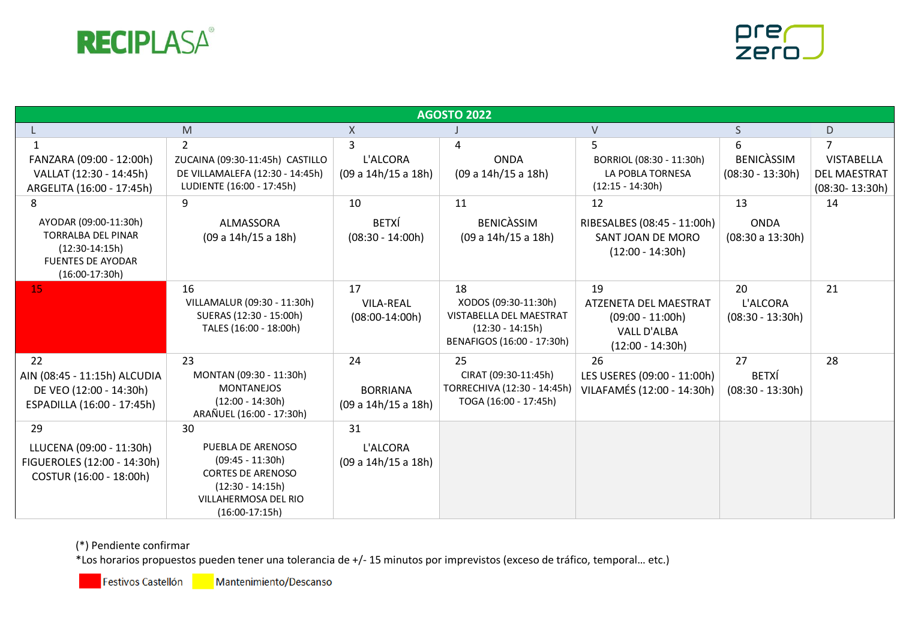RECIPLASA®

prezero

| AGOSTO 2022 | | | | | | |
|---|---|---|---|---|---|---|
| L | M | X | J | V | S | D |
| 1 FANZARA (09:00 - 12:00h) VALLAT (12:30 - 14:45h) ARGELITA (16:00 - 17:45h) | 2 ZUCAINA (09:30-11:45h) CASTILLO DE VILLAMALEFA (12:30 - 14:45h) LUDIENTE (16:00 - 17:45h) | 3 L'ALCORA (09 a 14h/15 a 18h) | 4 ONDA (09 a 14h/15 a 18h) | 5 BORRIOL (08:30 - 11:30h) LA POBLA TORNESA (12:15 - 14:30h) | 6 BENICÀSSIM (08:30 - 13:30h) | 7 VISTABELLA DEL MAESTRAT (08:30- 13:30h) |
| 8 AYODAR (09:00-11:30h) TORRALBA DEL PINAR (12:30-14:15h) FUENTES DE AYODAR (16:00-17:30h) | 9 ALMASSORA (09 a 14h/15 a 18h) | 10 BETXÍ (08:30 - 14:00h) | 11 BENICÀSSIM (09 a 14h/15 a 18h) | 12 RIBESALBES (08:45 - 11:00h) SANT JOAN DE MORO (12:00 - 14:30h) | 13 ONDA (08:30 a 13:30h) | 14 |
| 15 | 16 VILLAMALUR (09:30 - 11:30h) SUERAS (12:30 - 15:00h) TALES (16:00 - 18:00h) | 17 VILA-REAL (08:00-14:00h) | 18 XODOS (09:30-11:30h) VISTABELLA DEL MAESTRAT (12:30 - 14:15h) BENAFIGOS (16:00 - 17:30h) | 19 ATZENETA DEL MAESTRAT (09:00 - 11:00h) VALL D'ALBA (12:00 - 14:30h) | 20 L'ALCORA (08:30 - 13:30h) | 21 |
| 22 AIN (08:45 - 11:15h) ALCUDIA DE VEO (12:00 - 14:30h) ESPADILLA (16:00 - 17:45h) | 23 MONTAN (09:30 - 11:30h) MONTANEJOS (12:00 - 14:30h) ARAÑUEL (16:00 - 17:30h) | 24 BORRIANA (09 a 14h/15 a 18h) | 25 CIRAT (09:30-11:45h) TORRECHIVA (12:30 - 14:45h) TOGA (16:00 - 17:45h) | 26 LES USERES (09:00 - 11:00h) VILAFAMÉS (12:00 - 14:30h) | 27 BETXÍ (08:30 - 13:30h) | 28 |
| 29 LLUCENA (09:00 - 11:30h) FIGUEROLES (12:00 - 14:30h) COSTUR (16:00 - 18:00h) | 30 PUEBLA DE ARENOSO (09:45 - 11:30h) CORTES DE ARENOSO (12:30 - 14:15h) VILLAHERMOSA DEL RIO (16:00-17:15h) | 31 L'ALCORA (09 a 14h/15 a 18h) | | | | |

(*) Pendiente confirmar

*Los horarios propuestos pueden tener una tolerancia de +/- 15 minutos por imprevistos (exceso de tráfico, temporal… etc.)

Festivos Castellón | Mantenimiento/Descanso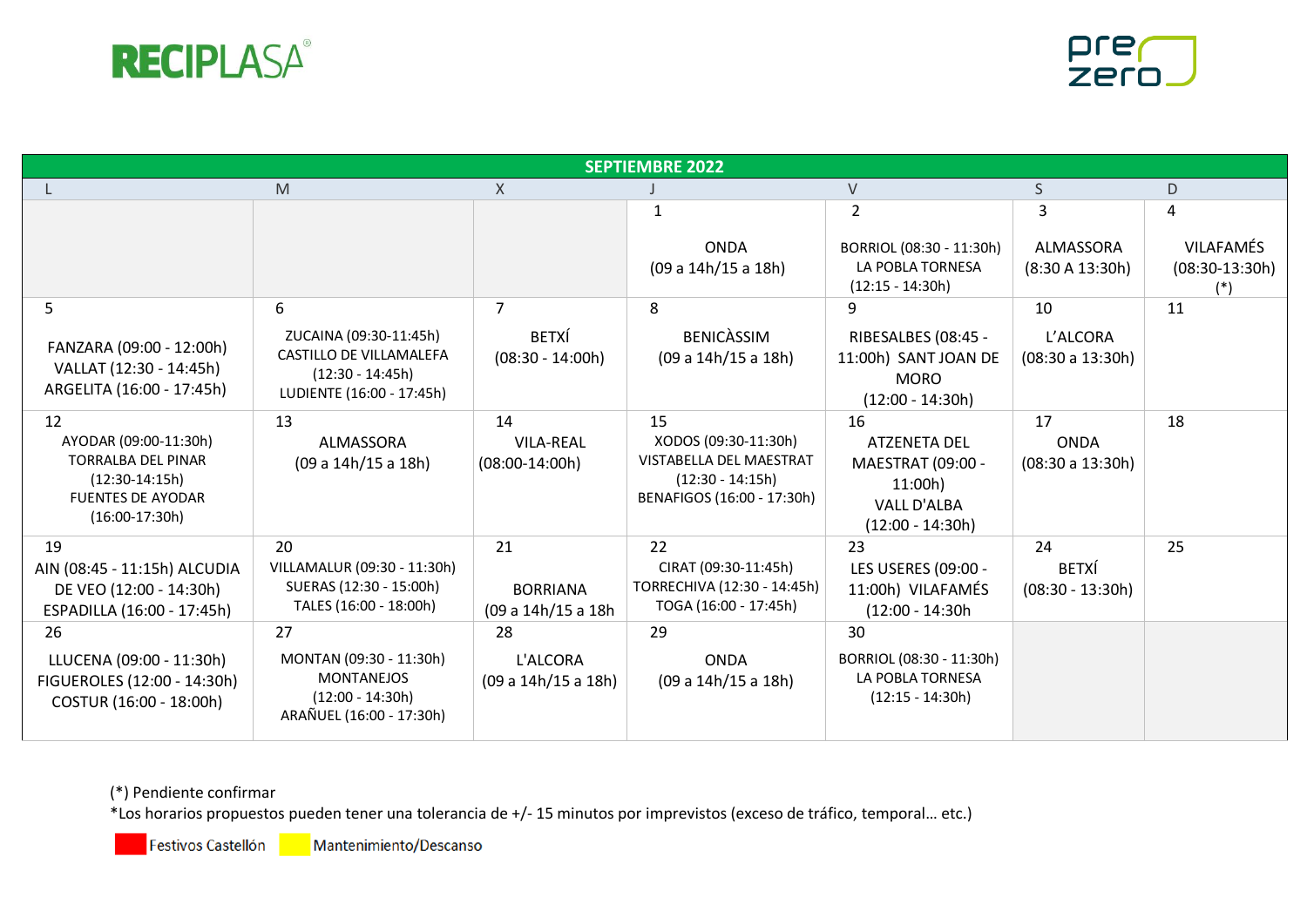RECIPLASA®

prezero

| SEPTIEMBRE 2022 | | | | | | |
|---|---|---|---|---|---|---|
| L | M | X | J | V | S | D |
| | | | 1<br>ONDA<br>(09 a 14h/15 a 18h) | 2<br>BORRIOL (08:30 - 11:30h)<br>LA POBLA TORNESA<br>(12:15 - 14:30h) | 3<br>ALMASSORA<br>(8:30 A 13:30h) | 4<br>VILAFAMÉS<br>(08:30-13:30h)<br>(*) |
| 5<br>FANZARA (09:00 - 12:00h)<br>VALLAT (12:30 - 14:45h)<br>ARGELITA (16:00 - 17:45h) | 6<br>ZUCAINA (09:30-11:45h)<br>CASTILLO DE VILLAMALEFA<br>(12:30 - 14:45h)<br>LUDIENTE (16:00 - 17:45h) | 7<br>BETXÍ<br>(08:30 - 14:00h) | 8<br>BENICÀSSIM<br>(09 a 14h/15 a 18h) | 9<br>RIBESALBES (08:45 - 11:00h) SANT JOAN DE MORO<br>(12:00 - 14:30h) | 10<br>L'ALCORA<br>(08:30 a 13:30h) | 11 |
| 12<br>AYODAR (09:00-11:30h)<br>TORRALBA DEL PINAR<br>(12:30-14:15h)<br>FUENTES DE AYODAR<br>(16:00-17:30h) | 13<br>ALMASSORA<br>(09 a 14h/15 a 18h) | 14<br>VILA-REAL<br>(08:00-14:00h) | 15<br>XODOS (09:30-11:30h)<br>VISTABELLA DEL MAESTRAT<br>(12:30 - 14:15h)<br>BENAFIGOS (16:00 - 17:30h) | 16<br>ATZENETA DEL MAESTRAT (09:00 - 11:00h)<br>VALL D'ALBA<br>(12:00 - 14:30h) | 17<br>ONDA<br>(08:30 a 13:30h) | 18 |
| 19<br>AIN (08:45 - 11:15h) ALCUDIA DE VEO (12:00 - 14:30h)<br>ESPADILLA (16:00 - 17:45h) | 20<br>VILLAMALUR (09:30 - 11:30h)<br>SUERAS (12:30 - 15:00h)<br>TALES (16:00 - 18:00h) | 21<br>BORRIANA<br>(09 a 14h/15 a 18h | 22<br>CIRAT (09:30-11:45h)<br>TORRECHIVA (12:30 - 14:45h)<br>TOGA (16:00 - 17:45h) | 23<br>LES USERES (09:00 - 11:00h) VILAFAMÉS<br>(12:00 - 14:30h | 24<br>BETXÍ<br>(08:30 - 13:30h) | 25 |
| 26<br>LLUCENA (09:00 - 11:30h)<br>FIGUEROLES (12:00 - 14:30h)<br>COSTUR (16:00 - 18:00h) | 27<br>MONTAN (09:30 - 11:30h)<br>MONTANEJOS<br>(12:00 - 14:30h)<br>ARAÑUEL (16:00 - 17:30h) | 28<br>L'ALCORA<br>(09 a 14h/15 a 18h) | 29<br>ONDA<br>(09 a 14h/15 a 18h) | 30<br>BORRIOL (08:30 - 11:30h)<br>LA POBLA TORNESA<br>(12:15 - 14:30h) | | |

(*) Pendiente confirmar

*Los horarios propuestos pueden tener una tolerancia de +/- 15 minutos por imprevistos (exceso de tráfico, temporal… etc.)

Festivos Castellón &nbsp;&nbsp; Mantenimiento/Descanso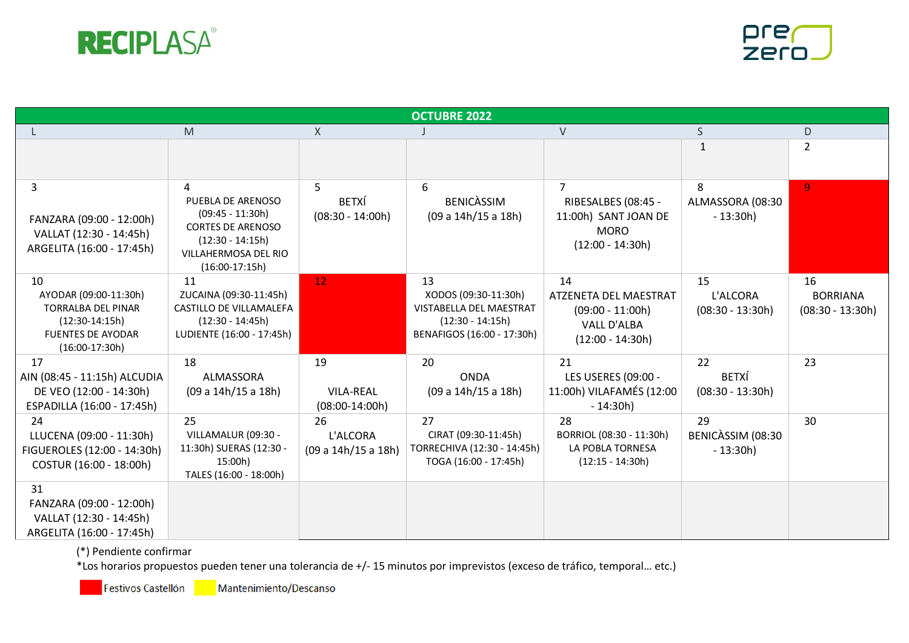RECIPLASA®

prezero

| OCTUBRE 2022 | | | | | | |
|---|---|---|---|---|---|---|
| L | M | X | J | V | S | D |
| | | | | | 1 | 2 |
| 3<br>FANZARA (09:00 - 12:00h) VALLAT (12:30 - 14:45h) ARGELITA (16:00 - 17:45h) | 4<br>PUEBLA DE ARENOSO (09:45 - 11:30h) CORTES DE ARENOSO (12:30 - 14:15h) VILLAHERMOSA DEL RIO (16:00-17:15h) | 5<br>BETXÍ (08:30 - 14:00h) | 6<br>BENICÀSSIM (09 a 14h/15 a 18h) | 7<br>RIBESALBES (08:45 - 11:00h) SANT JOAN DE MORO (12:00 - 14:30h) | 8<br>ALMASSORA (08:30 - 13:30h) | 9 |
| 10<br>AYODAR (09:00-11:30h) TORRALBA DEL PINAR (12:30-14:15h) FUENTES DE AYODAR (16:00-17:30h) | 11<br>ZUCAINA (09:30-11:45h) CASTILLO DE VILLAMALEFA (12:30 - 14:45h) LUDIENTE (16:00 - 17:45h) | 12 | 13<br>XODOS (09:30-11:30h) VISTABELLA DEL MAESTRAT (12:30 - 14:15h) BENAFIGOS (16:00 - 17:30h) | 14<br>ATZENETA DEL MAESTRAT (09:00 - 11:00h) VALL D'ALBA (12:00 - 14:30h) | 15<br>L'ALCORA (08:30 - 13:30h) | 16<br>BORRIANA (08:30 - 13:30h) |
| 17<br>AIN (08:45 - 11:15h) ALCUDIA DE VEO (12:00 - 14:30h) ESPADILLA (16:00 - 17:45h) | 18<br>ALMASSORA (09 a 14h/15 a 18h) | 19<br>VILA-REAL (08:00-14:00h) | 20<br>ONDA (09 a 14h/15 a 18h) | 21<br>LES USERES (09:00 - 11:00h) VILAFAMÉS (12:00 - 14:30h) | 22<br>BETXÍ (08:30 - 13:30h) | 23 |
| 24<br>LLUCENA (09:00 - 11:30h) FIGUEROLES (12:00 - 14:30h) COSTUR (16:00 - 18:00h) | 25<br>VILLAMALUR (09:30 - 11:30h) SUERAS (12:30 - 15:00h) TALES (16:00 - 18:00h) | 26<br>L'ALCORA (09 a 14h/15 a 18h) | 27<br>CIRAT (09:30-11:45h) TORRECHIVA (12:30 - 14:45h) TOGA (16:00 - 17:45h) | 28<br>BORRIOL (08:30 - 11:30h) LA POBLA TORNESA (12:15 - 14:30h) | 29<br>BENICÀSSIM (08:30 - 13:30h) | 30 |
| 31<br>FANZARA (09:00 - 12:00h) VALLAT (12:30 - 14:45h) ARGELITA (16:00 - 17:45h) | | | | | | |

(*) Pendiente confirmar

*Los horarios propuestos pueden tener una tolerancia de +/- 15 minutos por imprevistos (exceso de tráfico, temporal… etc.)

Festivos Castellón (rojo) | Mantenimiento/Descanso (amarillo)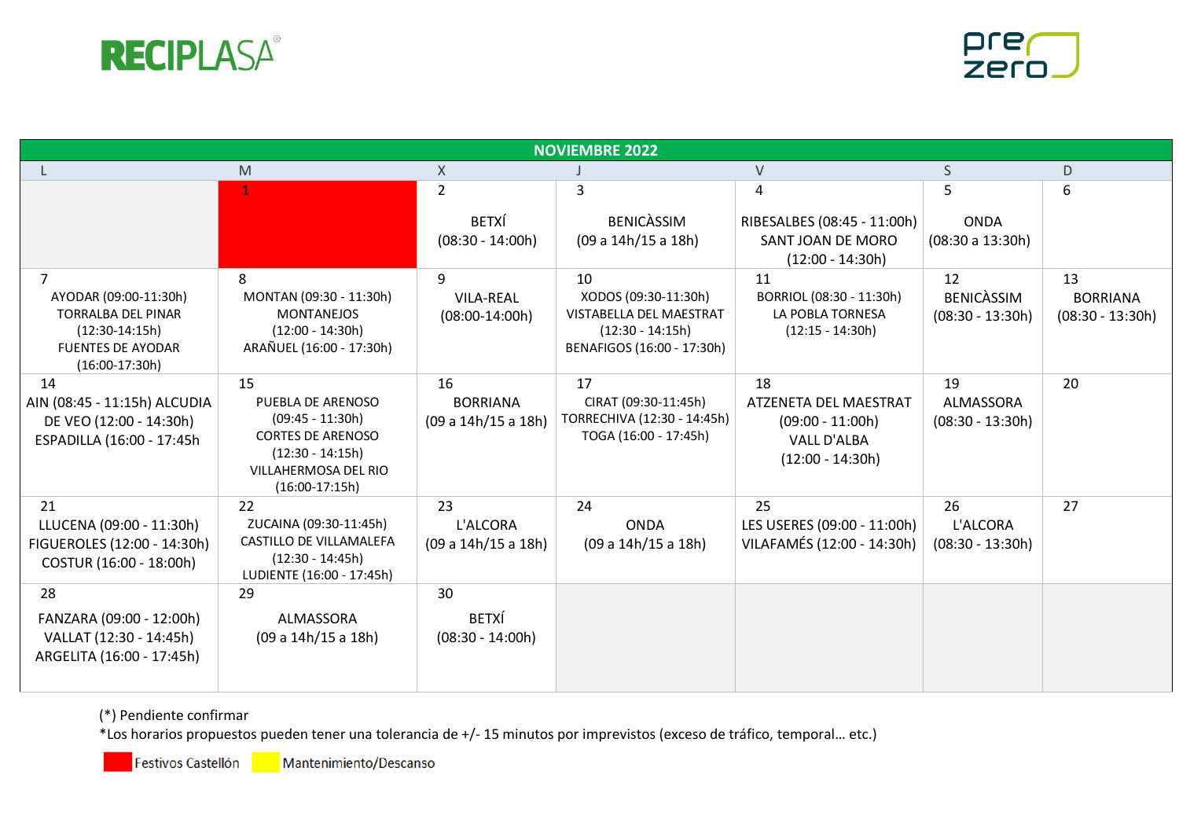RECIPLASA®

prezero

| NOVIEMBRE 2022 | | | | | | |
|---|---|---|---|---|---|---|
| L | M | X | J | V | S | D |
| | 1 | 2<br>BETXÍ<br>(08:30 - 14:00h) | 3<br>BENICÀSSIM<br>(09 a 14h/15 a 18h) | 4<br>RIBESALBES (08:45 - 11:00h)<br>SANT JOAN DE MORO<br>(12:00 - 14:30h) | 5<br>ONDA<br>(08:30 a 13:30h) | 6 |
| 7<br>AYODAR (09:00-11:30h)<br>TORRALBA DEL PINAR<br>(12:30-14:15h)<br>FUENTES DE AYODAR<br>(16:00-17:30h) | 8<br>MONTAN (09:30 - 11:30h)<br>MONTANEJOS<br>(12:00 - 14:30h)<br>ARAÑUEL (16:00 - 17:30h) | 9<br>VILA-REAL<br>(08:00-14:00h) | 10<br>XODOS (09:30-11:30h)<br>VISTABELLA DEL MAESTRAT<br>(12:30 - 14:15h)<br>BENAFIGOS (16:00 - 17:30h) | 11<br>BORRIOL (08:30 - 11:30h)<br>LA POBLA TORNESA<br>(12:15 - 14:30h) | 12<br>BENICÀSSIM<br>(08:30 - 13:30h) | 13<br>BORRIANA<br>(08:30 - 13:30h) |
| 14<br>AIN (08:45 - 11:15h) ALCUDIA DE VEO (12:00 - 14:30h)<br>ESPADILLA (16:00 - 17:45h | 15<br>PUEBLA DE ARENOSO<br>(09:45 - 11:30h)<br>CORTES DE ARENOSO<br>(12:30 - 14:15h)<br>VILLAHERMOSA DEL RIO<br>(16:00-17:15h) | 16<br>BORRIANA<br>(09 a 14h/15 a 18h) | 17<br>CIRAT (09:30-11:45h)<br>TORRECHIVA (12:30 - 14:45h)<br>TOGA (16:00 - 17:45h) | 18<br>ATZENETA DEL MAESTRAT<br>(09:00 - 11:00h)<br>VALL D'ALBA<br>(12:00 - 14:30h) | 19<br>ALMASSORA<br>(08:30 - 13:30h) | 20 |
| 21<br>LLUCENA (09:00 - 11:30h)<br>FIGUEROLES (12:00 - 14:30h)<br>COSTUR (16:00 - 18:00h) | 22<br>ZUCAINA (09:30-11:45h)<br>CASTILLO DE VILLAMALEFA<br>(12:30 - 14:45h)<br>LUDIENTE (16:00 - 17:45h) | 23<br>L'ALCORA<br>(09 a 14h/15 a 18h) | 24<br>ONDA<br>(09 a 14h/15 a 18h) | 25<br>LES USERES (09:00 - 11:00h)<br>VILAFAMÉS (12:00 - 14:30h) | 26<br>L'ALCORA<br>(08:30 - 13:30h) | 27 |
| 28<br>FANZARA (09:00 - 12:00h)<br>VALLAT (12:30 - 14:45h)<br>ARGELITA (16:00 - 17:45h) | 29<br>ALMASSORA<br>(09 a 14h/15 a 18h) | 30<br>BETXÍ<br>(08:30 - 14:00h) | | | | |

(*) Pendiente confirmar

*Los horarios propuestos pueden tener una tolerancia de +/- 15 minutos por imprevistos (exceso de tráfico, temporal… etc.)

Festivos Castellón | Mantenimiento/Descanso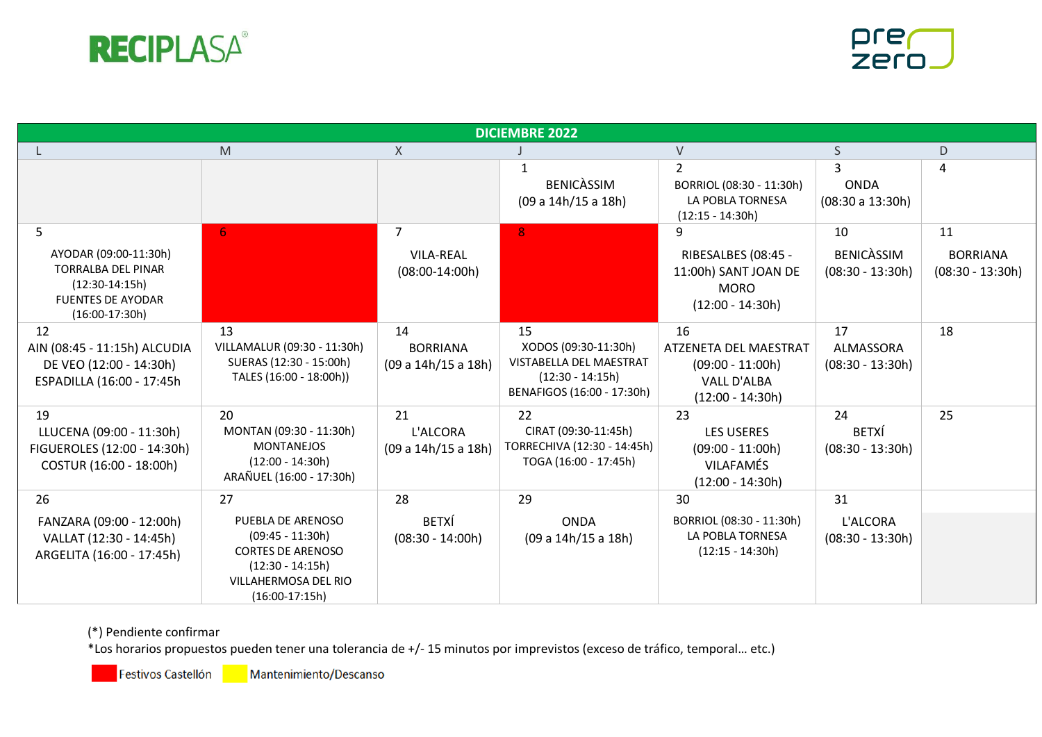RECIPLASA®

prezero

| DICIEMBRE 2022 | | | | | | |
|---|---|---|---|---|---|---|
| L | M | X | J | V | S | D |
| | | | 1 BENICÀSSIM (09 a 14h/15 a 18h) | 2 BORRIOL (08:30 - 11:30h) LA POBLA TORNESA (12:15 - 14:30h) | 3 ONDA (08:30 a 13:30h) | 4 |
| 5 AYODAR (09:00-11:30h) TORRALBA DEL PINAR (12:30-14:15h) FUENTES DE AYODAR (16:00-17:30h) | 6 | 7 VILA-REAL (08:00-14:00h) | 8 | 9 RIBESALBES (08:45 - 11:00h) SANT JOAN DE MORO (12:00 - 14:30h) | 10 BENICÀSSIM (08:30 - 13:30h) | 11 BORRIANA (08:30 - 13:30h) |
| 12 AIN (08:45 - 11:15h) ALCUDIA DE VEO (12:00 - 14:30h) ESPADILLA (16:00 - 17:45h | 13 VILLAMALUR (09:30 - 11:30h) SUERAS (12:30 - 15:00h) TALES (16:00 - 18:00h)) | 14 BORRIANA (09 a 14h/15 a 18h) | 15 XODOS (09:30-11:30h) VISTABELLA DEL MAESTRAT (12:30 - 14:15h) BENAFIGOS (16:00 - 17:30h) | 16 ATZENETA DEL MAESTRAT (09:00 - 11:00h) VALL D'ALBA (12:00 - 14:30h) | 17 ALMASSORA (08:30 - 13:30h) | 18 |
| 19 LLUCENA (09:00 - 11:30h) FIGUEROLES (12:00 - 14:30h) COSTUR (16:00 - 18:00h) | 20 MONTAN (09:30 - 11:30h) MONTANEJOS (12:00 - 14:30h) ARAÑUEL (16:00 - 17:30h) | 21 L'ALCORA (09 a 14h/15 a 18h) | 22 CIRAT (09:30-11:45h) TORRECHIVA (12:30 - 14:45h) TOGA (16:00 - 17:45h) | 23 LES USERES (09:00 - 11:00h) VILAFAMÉS (12:00 - 14:30h) | 24 BETXÍ (08:30 - 13:30h) | 25 |
| 26 FANZARA (09:00 - 12:00h) VALLAT (12:30 - 14:45h) ARGELITA (16:00 - 17:45h) | 27 PUEBLA DE ARENOSO (09:45 - 11:30h) CORTES DE ARENOSO (12:30 - 14:15h) VILLAHERMOSA DEL RIO (16:00-17:15h) | 28 BETXÍ (08:30 - 14:00h) | 29 ONDA (09 a 14h/15 a 18h) | 30 BORRIOL (08:30 - 11:30h) LA POBLA TORNESA (12:15 - 14:30h) | 31 L'ALCORA (08:30 - 13:30h) | |

(*) Pendiente confirmar

*Los horarios propuestos pueden tener una tolerancia de +/- 15 minutos por imprevistos (exceso de tráfico, temporal… etc.)

Festivos Castellón | Mantenimiento/Descanso